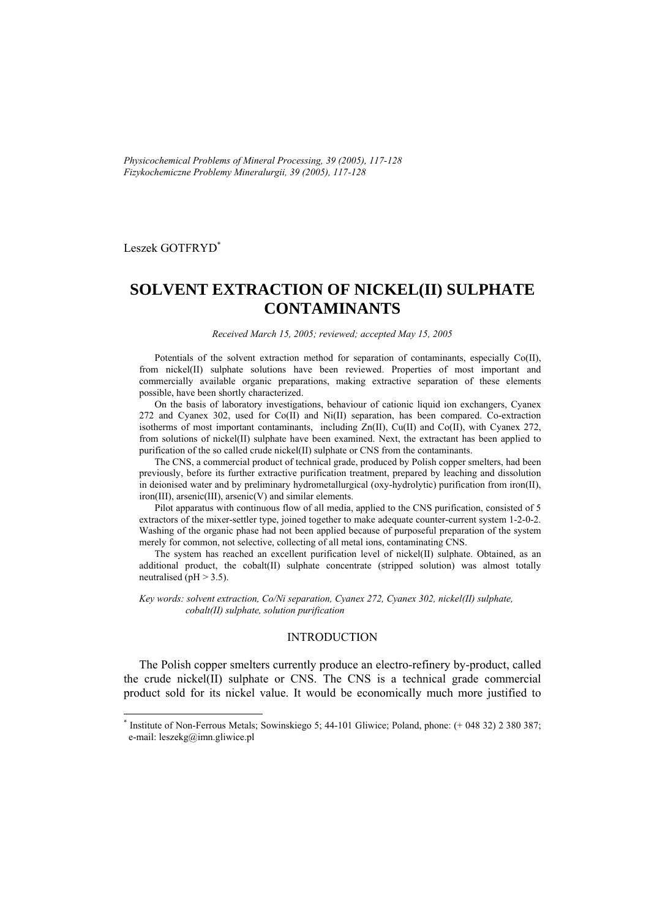*Physicochemical Problems of Mineral Processing, 39 (2005), 117-128*
*Fizykochemiczne Problemy Mineralurgii, 39 (2005), 117-128*

Leszek GOTFRYD*

# SOLVENT EXTRACTION OF NICKEL(II) SULPHATE CONTAMINANTS

*Received March 15, 2005; reviewed; accepted May 15, 2005*

Potentials of the solvent extraction method for separation of contaminants, especially Co(II), from nickel(II) sulphate solutions have been reviewed. Properties of most important and commercially available organic preparations, making extractive separation of these elements possible, have been shortly characterized.

On the basis of laboratory investigations, behaviour of cationic liquid ion exchangers, Cyanex 272 and Cyanex 302, used for Co(II) and Ni(II) separation, has been compared. Co-extraction isotherms of most important contaminants, including Zn(II), Cu(II) and Co(II), with Cyanex 272, from solutions of nickel(II) sulphate have been examined. Next, the extractant has been applied to purification of the so called crude nickel(II) sulphate or CNS from the contaminants.

The CNS, a commercial product of technical grade, produced by Polish copper smelters, had been previously, before its further extractive purification treatment, prepared by leaching and dissolution in deionised water and by preliminary hydrometallurgical (oxy-hydrolytic) purification from iron(II), iron(III), arsenic(III), arsenic(V) and similar elements.

Pilot apparatus with continuous flow of all media, applied to the CNS purification, consisted of 5 extractors of the mixer-settler type, joined together to make adequate counter-current system 1-2-0-2. Washing of the organic phase had not been applied because of purposeful preparation of the system merely for common, not selective, collecting of all metal ions, contaminating CNS.

The system has reached an excellent purification level of nickel(II) sulphate. Obtained, as an additional product, the cobalt(II) sulphate concentrate (stripped solution) was almost totally neutralised (pH > 3.5).

*Key words: solvent extraction, Co/Ni separation, Cyanex 272, Cyanex 302, nickel(II) sulphate, cobalt(II) sulphate, solution purification*

## INTRODUCTION

The Polish copper smelters currently produce an electro-refinery by-product, called the crude nickel(II) sulphate or CNS. The CNS is a technical grade commercial product sold for its nickel value. It would be economically much more justified to

---

* Institute of Non-Ferrous Metals; Sowinskiego 5; 44-101 Gliwice; Poland, phone: (+ 048 32) 2 380 387; e-mail: leszekg@imn.gliwice.pl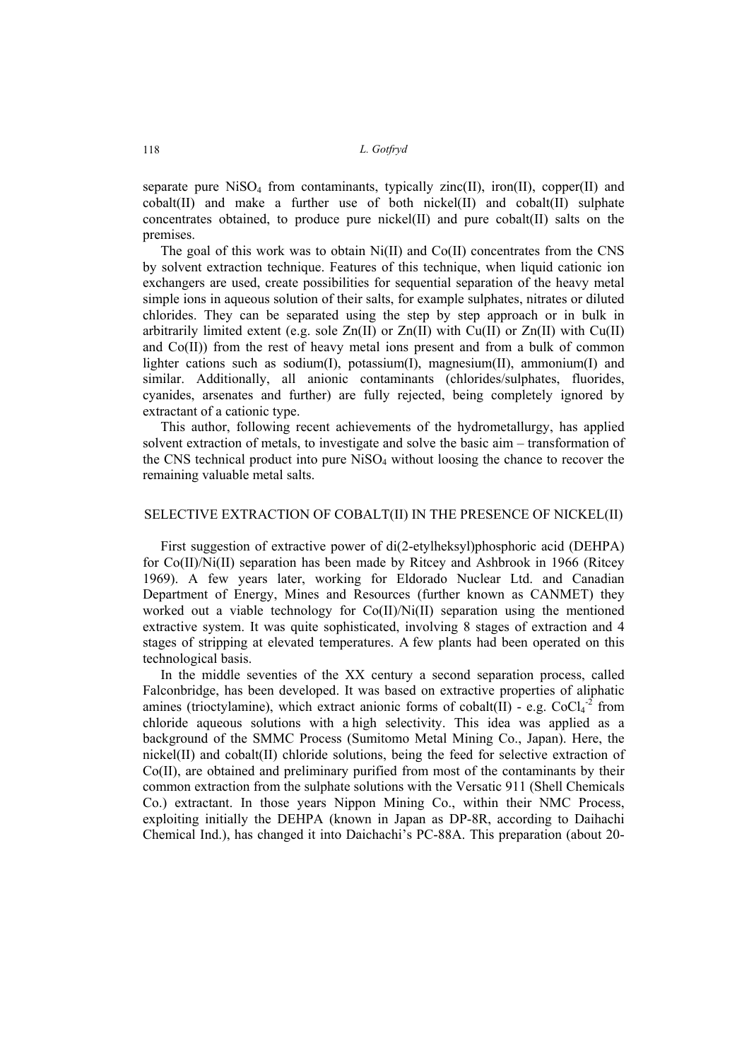separate pure $NiSO_4$ from contaminants, typically zinc(II), iron(II), copper(II) and cobalt(II) and make a further use of both nickel(II) and cobalt(II) sulphate concentrates obtained, to produce pure nickel(II) and pure cobalt(II) salts on the premises.

The goal of this work was to obtain Ni(II) and Co(II) concentrates from the CNS by solvent extraction technique. Features of this technique, when liquid cationic ion exchangers are used, create possibilities for sequential separation of the heavy metal simple ions in aqueous solution of their salts, for example sulphates, nitrates or diluted chlorides. They can be separated using the step by step approach or in bulk in arbitrarily limited extent (e.g. sole Zn(II) or Zn(II) with Cu(II) or Zn(II) with Cu(II) and Co(II)) from the rest of heavy metal ions present and from a bulk of common lighter cations such as sodium(I), potassium(I), magnesium(II), ammonium(I) and similar. Additionally, all anionic contaminants (chlorides/sulphates, fluorides, cyanides, arsenates and further) are fully rejected, being completely ignored by extractant of a cationic type.

This author, following recent achievements of the hydrometallurgy, has applied solvent extraction of metals, to investigate and solve the basic aim – transformation of the CNS technical product into pure $NiSO_4$ without loosing the chance to recover the remaining valuable metal salts.

## SELECTIVE EXTRACTION OF COBALT(II) IN THE PRESENCE OF NICKEL(II)

First suggestion of extractive power of di(2-etylheksyl)phosphoric acid (DEHPA) for Co(II)/Ni(II) separation has been made by Ritcey and Ashbrook in 1966 (Ritcey 1969). A few years later, working for Eldorado Nuclear Ltd. and Canadian Department of Energy, Mines and Resources (further known as CANMET) they worked out a viable technology for Co(II)/Ni(II) separation using the mentioned extractive system. It was quite sophisticated, involving 8 stages of extraction and 4 stages of stripping at elevated temperatures. A few plants had been operated on this technological basis.

In the middle seventies of the XX century a second separation process, called Falconbridge, has been developed. It was based on extractive properties of aliphatic amines (trioctylamine), which extract anionic forms of cobalt(II) - e.g. $CoCl_4^{-2}$ from chloride aqueous solutions with a high selectivity. This idea was applied as a background of the SMMC Process (Sumitomo Metal Mining Co., Japan). Here, the nickel(II) and cobalt(II) chloride solutions, being the feed for selective extraction of Co(II), are obtained and preliminary purified from most of the contaminants by their common extraction from the sulphate solutions with the Versatic 911 (Shell Chemicals Co.) extractant. In those years Nippon Mining Co., within their NMC Process, exploiting initially the DEHPA (known in Japan as DP-8R, according to Daihachi Chemical Ind.), has changed it into Daichachi's PC-88A. This preparation (about 20-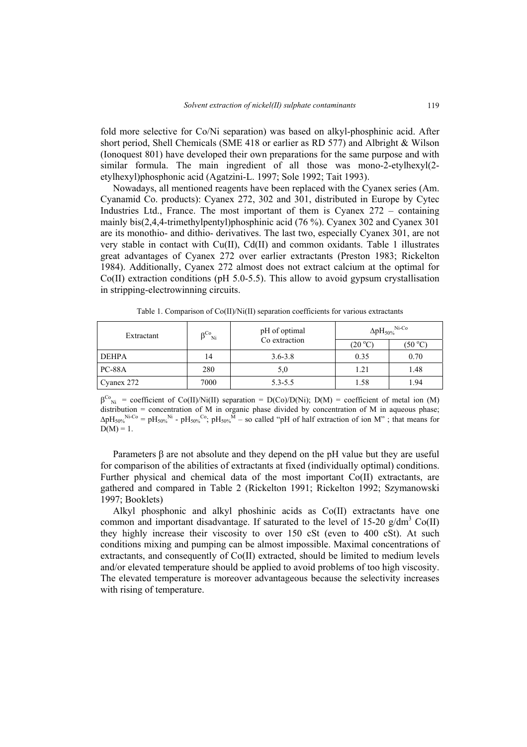fold more selective for Co/Ni separation) was based on alkyl-phosphinic acid. After short period, Shell Chemicals (SME 418 or earlier as RD 577) and Albright & Wilson (Ionoquest 801) have developed their own preparations for the same purpose and with similar formula. The main ingredient of all those was mono-2-etylhexyl(2-etylhexyl)phosphonic acid (Agatzini-L. 1997; Sole 1992; Tait 1993).

Nowadays, all mentioned reagents have been replaced with the Cyanex series (Am. Cyanamid Co. products): Cyanex 272, 302 and 301, distributed in Europe by Cytec Industries Ltd., France. The most important of them is Cyanex 272 – containing mainly bis(2,4,4-trimethylpentyl)phosphinic acid (76 %). Cyanex 302 and Cyanex 301 are its monothio- and dithio- derivatives. The last two, especially Cyanex 301, are not very stable in contact with Cu(II), Cd(II) and common oxidants. Table 1 illustrates great advantages of Cyanex 272 over earlier extractants (Preston 1983; Rickelton 1984). Additionally, Cyanex 272 almost does not extract calcium at the optimal for Co(II) extraction conditions (pH 5.0-5.5). This allow to avoid gypsum crystallisation in stripping-electrowinning circuits.

Table 1. Comparison of Co(II)/Ni(II) separation coefficients for various extractants

| Extractant | $\beta^{Co}_{Ni}$ | pH of optimal Co extraction | $\Delta pH_{50\%}^{Ni\text{-}Co}$ | |
|---|---|---|---|---|
| | | | (20 °C) | (50 °C) |
| DEHPA | 14 | 3.6-3.8 | 0.35 | 0.70 |
| PC-88A | 280 | 5,0 | 1.21 | 1.48 |
| Cyanex 272 | 7000 | 5.3-5.5 | 1.58 | 1.94 |

$\beta^{Co}_{Ni}$ = coefficient of Co(II)/Ni(II) separation = D(Co)/D(Ni); D(M) = coefficient of metal ion (M) distribution = concentration of M in organic phase divided by concentration of M in aqueous phase; $\Delta pH_{50\%}^{Ni\text{-}Co} = pH_{50\%}^{Ni} - pH_{50\%}^{Co}$; $pH_{50\%}^{M}$ – so called "pH of half extraction of ion M" ; that means for D(M) = 1.

Parameters β are not absolute and they depend on the pH value but they are useful for comparison of the abilities of extractants at fixed (individually optimal) conditions. Further physical and chemical data of the most important Co(II) extractants, are gathered and compared in Table 2 (Rickelton 1991; Rickelton 1992; Szymanowski 1997; Booklets)

Alkyl phosphonic and alkyl phoshinic acids as Co(II) extractants have one common and important disadvantage. If saturated to the level of 15-20 g/dm$^3$ Co(II) they highly increase their viscosity to over 150 cSt (even to 400 cSt). At such conditions mixing and pumping can be almost impossible. Maximal concentrations of extractants, and consequently of Co(II) extracted, should be limited to medium levels and/or elevated temperature should be applied to avoid problems of too high viscosity. The elevated temperature is moreover advantageous because the selectivity increases with rising of temperature.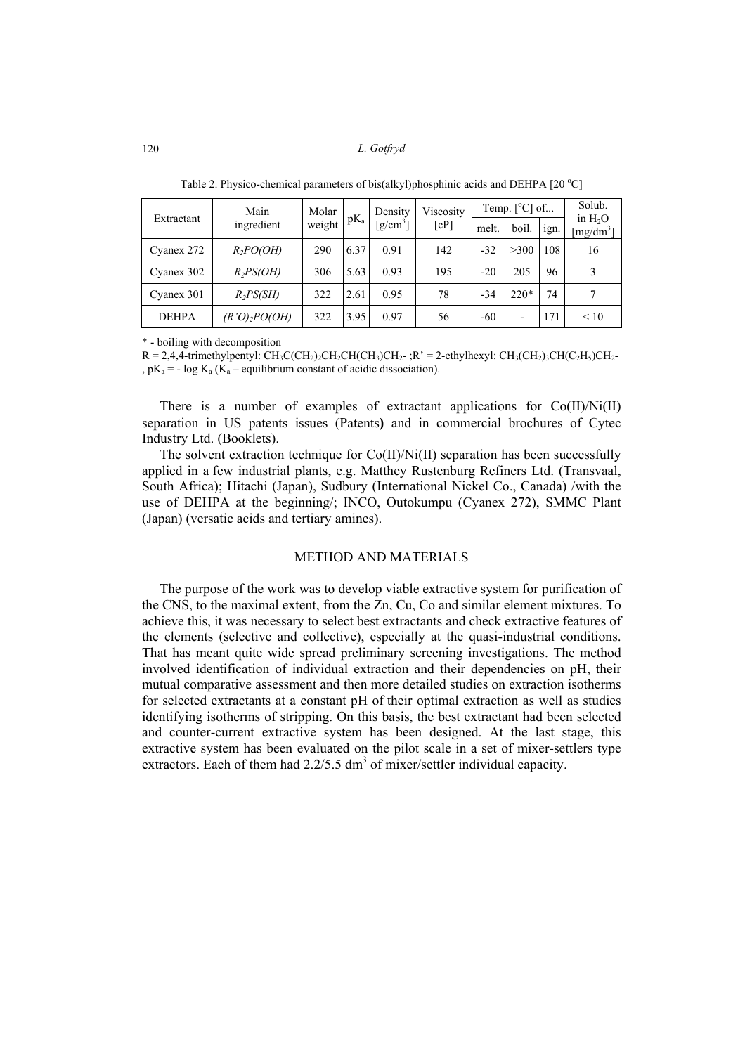Table 2. Physico-chemical parameters of bis(alkyl)phosphinic acids and DEHPA [20 °C]

| Extractant | Main ingredient | Molar weight | $pK_a$ | Density [g/cm$^3$] | Viscosity [cP] | Temp. [°C] of... | | | Solub. in $H_2O$ [mg/dm$^3$] |
|---|---|---|---|---|---|---|---|---|---|
| | | | | | | melt. | boil. | ign. | |
| Cyanex 272 | $R_2PO(OH)$ | 290 | 6.37 | 0.91 | 142 | -32 | >300 | 108 | 16 |
| Cyanex 302 | $R_2PS(OH)$ | 306 | 5.63 | 0.93 | 195 | -20 | 205 | 96 | 3 |
| Cyanex 301 | $R_2PS(SH)$ | 322 | 2.61 | 0.95 | 78 | -34 | 220* | 74 | 7 |
| DEHPA | $(R'O)_2PO(OH)$ | 322 | 3.95 | 0.97 | 56 | -60 | - | 171 | < 10 |

\* - boiling with decomposition

R = 2,4,4-trimethylpentyl: $CH_3C(CH_2)_2CH_2CH(CH_3)CH_2$- ;R' = 2-ethylhexyl: $CH_3(CH_2)_3CH(C_2H_5)CH_2$-, $pK_a = -\log K_a$ ($K_a$ – equilibrium constant of acidic dissociation).

There is a number of examples of extractant applications for Co(II)/Ni(II) separation in US patents issues (Patents**)** and in commercial brochures of Cytec Industry Ltd. (Booklets).

The solvent extraction technique for Co(II)/Ni(II) separation has been successfully applied in a few industrial plants, e.g. Matthey Rustenburg Refiners Ltd. (Transvaal, South Africa); Hitachi (Japan), Sudbury (International Nickel Co., Canada) /with the use of DEHPA at the beginning/; INCO, Outokumpu (Cyanex 272), SMMC Plant (Japan) (versatic acids and tertiary amines).

## METHOD AND MATERIALS

The purpose of the work was to develop viable extractive system for purification of the CNS, to the maximal extent, from the Zn, Cu, Co and similar element mixtures. To achieve this, it was necessary to select best extractants and check extractive features of the elements (selective and collective), especially at the quasi-industrial conditions. That has meant quite wide spread preliminary screening investigations. The method involved identification of individual extraction and their dependencies on pH, their mutual comparative assessment and then more detailed studies on extraction isotherms for selected extractants at a constant pH of their optimal extraction as well as studies identifying isotherms of stripping. On this basis, the best extractant had been selected and counter-current extractive system has been designed. At the last stage, this extractive system has been evaluated on the pilot scale in a set of mixer-settlers type extractors. Each of them had 2.2/5.5 dm$^3$ of mixer/settler individual capacity.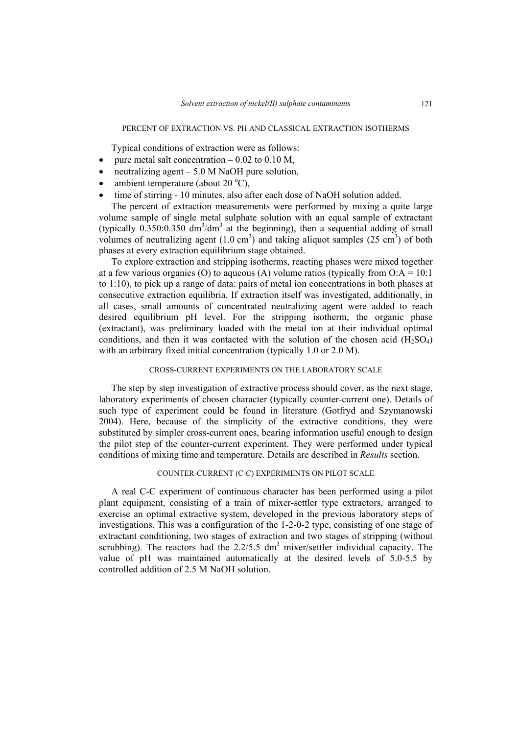### PERCENT OF EXTRACTION VS. PH AND CLASSICAL EXTRACTION ISOTHERMS

Typical conditions of extraction were as follows:

- pure metal salt concentration – 0.02 to 0.10 M,
- neutralizing agent – 5.0 M NaOH pure solution,
- ambient temperature (about 20 $^{o}$C),
- time of stirring - 10 minutes, also after each dose of NaOH solution added.

The percent of extraction measurements were performed by mixing a quite large volume sample of single metal sulphate solution with an equal sample of extractant (typically 0.350:0.350 dm$^3$/dm$^3$ at the beginning), then a sequential adding of small volumes of neutralizing agent (1.0 cm$^3$) and taking aliquot samples (25 cm$^3$) of both phases at every extraction equilibrium stage obtained.

To explore extraction and stripping isotherms, reacting phases were mixed together at a few various organics (O) to aqueous (A) volume ratios (typically from O:A = 10:1 to 1:10), to pick up a range of data: pairs of metal ion concentrations in both phases at consecutive extraction equilibria. If extraction itself was investigated, additionally, in all cases, small amounts of concentrated neutralizing agent were added to reach desired equilibrium pH level. For the stripping isotherm, the organic phase (extractant), was preliminary loaded with the metal ion at their individual optimal conditions, and then it was contacted with the solution of the chosen acid ($H_2SO_4$) with an arbitrary fixed initial concentration (typically 1.0 or 2.0 M).

### CROSS-CURRENT EXPERIMENTS ON THE LABORATORY SCALE

The step by step investigation of extractive process should cover, as the next stage, laboratory experiments of chosen character (typically counter-current one). Details of such type of experiment could be found in literature (Gotfryd and Szymanowski 2004). Here, because of the simplicity of the extractive conditions, they were substituted by simpler cross-current ones, bearing information useful enough to design the pilot step of the counter-current experiment. They were performed under typical conditions of mixing time and temperature. Details are described in *Results* section.

### COUNTER-CURRENT (C-C) EXPERIMENTS ON PILOT SCALE

A real C-C experiment of continuous character has been performed using a pilot plant equipment, consisting of a train of mixer-settler type extractors, arranged to exercise an optimal extractive system, developed in the previous laboratory steps of investigations. This was a configuration of the 1-2-0-2 type, consisting of one stage of extractant conditioning, two stages of extraction and two stages of stripping (without scrubbing). The reactors had the 2.2/5.5 dm$^3$ mixer/settler individual capacity. The value of pH was maintained automatically at the desired levels of 5.0-5.5 by controlled addition of 2.5 M NaOH solution.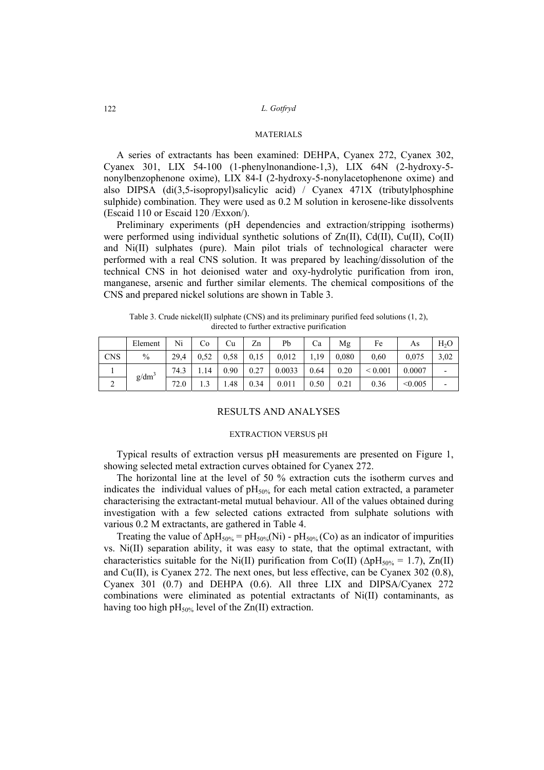## MATERIALS

A series of extractants has been examined: DEHPA, Cyanex 272, Cyanex 302, Cyanex 301, LIX 54-100 (1-phenylnonandione-1,3), LIX 64N (2-hydroxy-5-nonylbenzophenone oxime), LIX 84-I (2-hydroxy-5-nonylacetophenone oxime) and also DIPSA (di(3,5-isopropyl)salicylic acid) / Cyanex 471X (tributylphosphine sulphide) combination. They were used as 0.2 M solution in kerosene-like dissolvents (Escaid 110 or Escaid 120 /Exxon/).

Preliminary experiments (pH dependencies and extraction/stripping isotherms) were performed using individual synthetic solutions of Zn(II), Cd(II), Cu(II), Co(II) and Ni(II) sulphates (pure). Main pilot trials of technological character were performed with a real CNS solution. It was prepared by leaching/dissolution of the technical CNS in hot deionised water and oxy-hydrolytic purification from iron, manganese, arsenic and further similar elements. The chemical compositions of the CNS and prepared nickel solutions are shown in Table 3.

Table 3. Crude nickel(II) sulphate (CNS) and its preliminary purified feed solutions (1, 2), directed to further extractive purification

| | Element | Ni | Co | Cu | Zn | Pb | Ca | Mg | Fe | As | $H_2O$ |
|---|---|---|---|---|---|---|---|---|---|---|---|
| CNS | % | 29,4 | 0,52 | 0,58 | 0,15 | 0,012 | 1,19 | 0,080 | 0,60 | 0,075 | 3,02 |
| 1 | $g/dm^3$ | 74.3 | 1.14 | 0.90 | 0.27 | 0.0033 | 0.64 | 0.20 | < 0.001 | 0.0007 | - |
| 2 | | 72.0 | 1.3 | 1.48 | 0.34 | 0.011 | 0.50 | 0.21 | 0.36 | <0.005 | - |

## RESULTS AND ANALYSES

### EXTRACTION VERSUS pH

Typical results of extraction versus pH measurements are presented on Figure 1, showing selected metal extraction curves obtained for Cyanex 272.

The horizontal line at the level of 50 % extraction cuts the isotherm curves and indicates the individual values of $pH_{50\%}$ for each metal cation extracted, a parameter characterising the extractant-metal mutual behaviour. All of the values obtained during investigation with a few selected cations extracted from sulphate solutions with various 0.2 M extractants, are gathered in Table 4.

Treating the value of $\Delta pH_{50\%} = pH_{50\%}(Ni) - pH_{50\%}(Co)$ as an indicator of impurities vs. Ni(II) separation ability, it was easy to state, that the optimal extractant, with characteristics suitable for the Ni(II) purification from Co(II) ($\Delta pH_{50\%} = 1.7$), Zn(II) and Cu(II), is Cyanex 272. The next ones, but less effective, can be Cyanex 302 (0.8), Cyanex 301 (0.7) and DEHPA (0.6). All three LIX and DIPSA/Cyanex 272 combinations were eliminated as potential extractants of Ni(II) contaminants, as having too high $pH_{50\%}$ level of the Zn(II) extraction.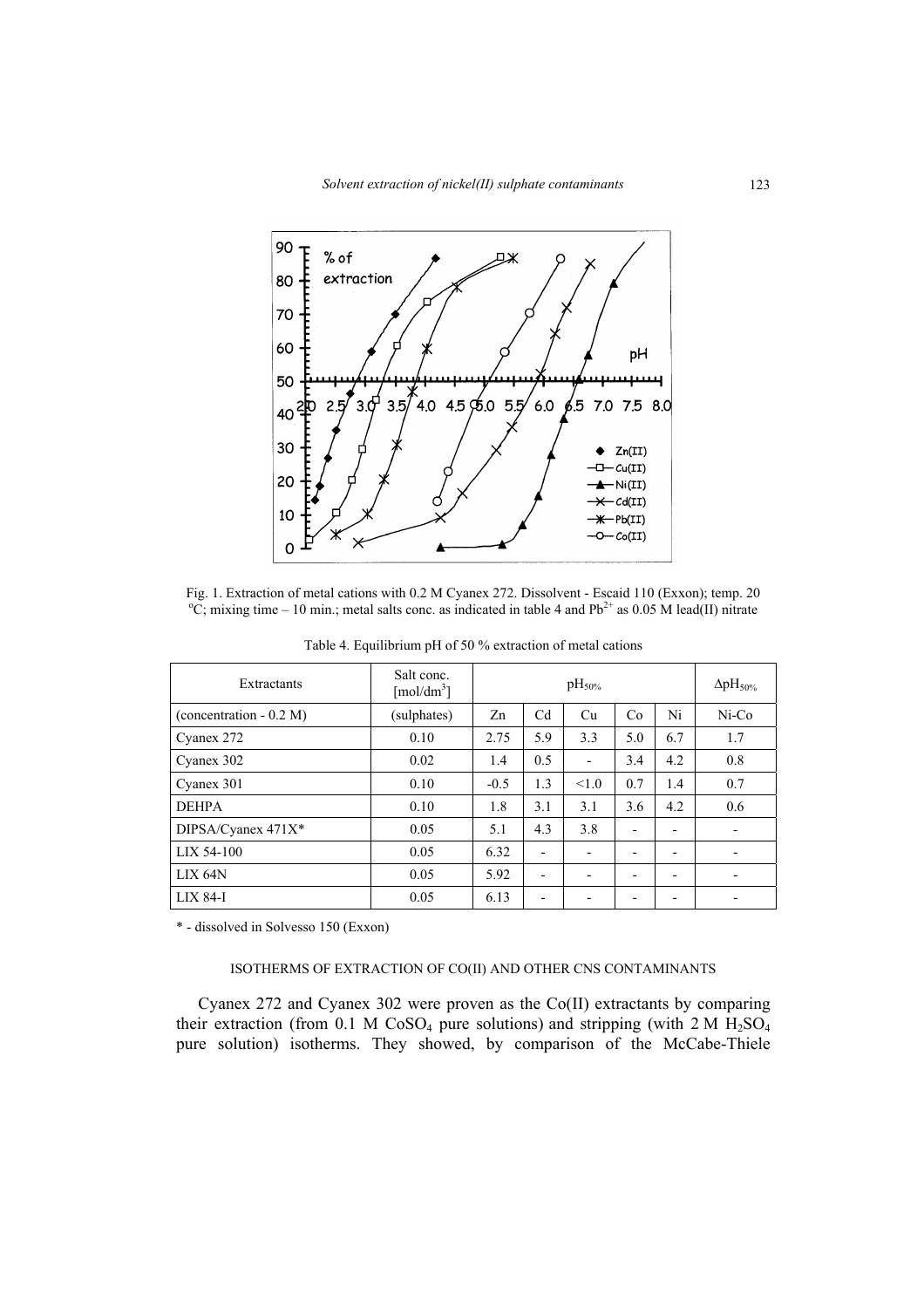Fig. 1. Extraction of metal cations with 0.2 M Cyanex 272. Dissolvent - Escaid 110 (Exxon); temp. 20 °C; mixing time – 10 min.; metal salts conc. as indicated in table 4 and $Pb^{2+}$ as 0.05 M lead(II) nitrate

Table 4. Equilibrium pH of 50 % extraction of metal cations

| Extractants | Salt conc. [mol/dm$^3$] | $pH_{50\%}$ | | | | | $\Delta pH_{50\%}$ |
|---|---|---|---|---|---|---|---|
| (concentration - 0.2 M) | (sulphates) | Zn | Cd | Cu | Co | Ni | Ni-Co |
| Cyanex 272 | 0.10 | 2.75 | 5.9 | 3.3 | 5.0 | 6.7 | 1.7 |
| Cyanex 302 | 0.02 | 1.4 | 0.5 | - | 3.4 | 4.2 | 0.8 |
| Cyanex 301 | 0.10 | -0.5 | 1.3 | <1.0 | 0.7 | 1.4 | 0.7 |
| DEHPA | 0.10 | 1.8 | 3.1 | 3.1 | 3.6 | 4.2 | 0.6 |
| DIPSA/Cyanex 471X* | 0.05 | 5.1 | 4.3 | 3.8 | - | - | - |
| LIX 54-100 | 0.05 | 6.32 | - | - | - | - | - |
| LIX 64N | 0.05 | 5.92 | - | - | - | - | - |
| LIX 84-I | 0.05 | 6.13 | - | - | - | - | - |

\* - dissolved in Solvesso 150 (Exxon)

## ISOTHERMS OF EXTRACTION OF CO(II) AND OTHER CNS CONTAMINANTS

Cyanex 272 and Cyanex 302 were proven as the Co(II) extractants by comparing their extraction (from 0.1 M $CoSO_4$ pure solutions) and stripping (with 2 M $H_2SO_4$ pure solution) isotherms. They showed, by comparison of the McCabe-Thiele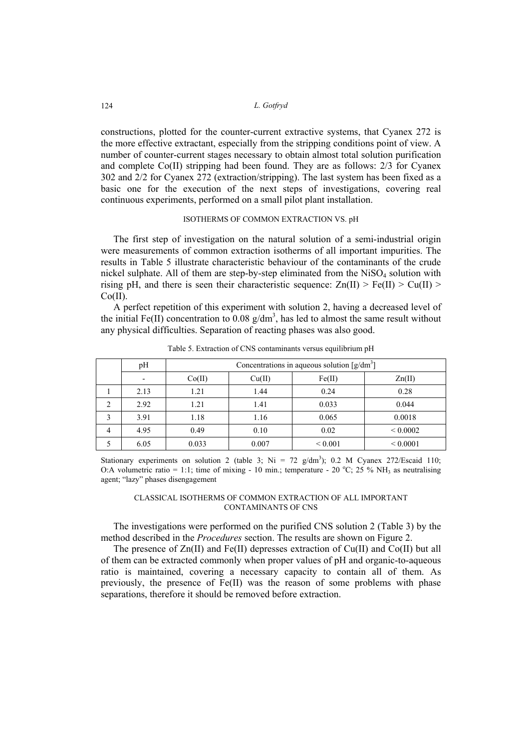constructions, plotted for the counter-current extractive systems, that Cyanex 272 is the more effective extractant, especially from the stripping conditions point of view. A number of counter-current stages necessary to obtain almost total solution purification and complete Co(II) stripping had been found. They are as follows: 2/3 for Cyanex 302 and 2/2 for Cyanex 272 (extraction/stripping). The last system has been fixed as a basic one for the execution of the next steps of investigations, covering real continuous experiments, performed on a small pilot plant installation.

## ISOTHERMS OF COMMON EXTRACTION VS. pH

The first step of investigation on the natural solution of a semi-industrial origin were measurements of common extraction isotherms of all important impurities. The results in Table 5 illustrate characteristic behaviour of the contaminants of the crude nickel sulphate. All of them are step-by-step eliminated from the $NiSO_4$ solution with rising pH, and there is seen their characteristic sequence: Zn(II) > Fe(II) > Cu(II) > Co(II).

A perfect repetition of this experiment with solution 2, having a decreased level of the initial Fe(II) concentration to 0.08 g/dm$^3$, has led to almost the same result without any physical difficulties. Separation of reacting phases was also good.

Table 5. Extraction of CNS contaminants versus equilibrium pH

| | pH | Concentrations in aqueous solution [g/dm$^3$] | | | |
|---|---|---|---|---|---|
| | - | Co(II) | Cu(II) | Fe(II) | Zn(II) |
| 1 | 2.13 | 1.21 | 1.44 | 0.24 | 0.28 |
| 2 | 2.92 | 1.21 | 1.41 | 0.033 | 0.044 |
| 3 | 3.91 | 1.18 | 1.16 | 0.065 | 0.0018 |
| 4 | 4.95 | 0.49 | 0.10 | 0.02 | < 0.0002 |
| 5 | 6.05 | 0.033 | 0.007 | < 0.001 | < 0.0001 |

Stationary experiments on solution 2 (table 3; Ni = 72 g/dm$^3$); 0.2 M Cyanex 272/Escaid 110; O:A volumetric ratio = 1:1; time of mixing - 10 min.; temperature - 20 $^{o}$C; 25 % $NH_3$ as neutralising agent; "lazy" phases disengagement

## CLASSICAL ISOTHERMS OF COMMON EXTRACTION OF ALL IMPORTANT CONTAMINANTS OF CNS

The investigations were performed on the purified CNS solution 2 (Table 3) by the method described in the *Procedures* section. The results are shown on Figure 2.

The presence of Zn(II) and Fe(II) depresses extraction of Cu(II) and Co(II) but all of them can be extracted commonly when proper values of pH and organic-to-aqueous ratio is maintained, covering a necessary capacity to contain all of them. As previously, the presence of Fe(II) was the reason of some problems with phase separations, therefore it should be removed before extraction.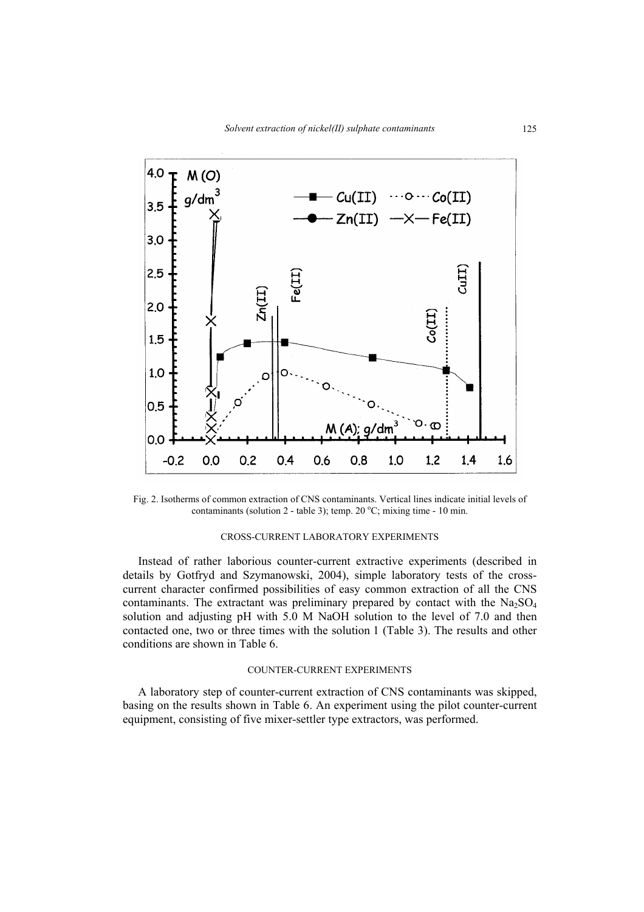Fig. 2. Isotherms of common extraction of CNS contaminants. Vertical lines indicate initial levels of contaminants (solution 2 - table 3); temp. 20 °C; mixing time - 10 min.

### CROSS-CURRENT LABORATORY EXPERIMENTS

Instead of rather laborious counter-current extractive experiments (described in details by Gotfryd and Szymanowski, 2004), simple laboratory tests of the cross-current character confirmed possibilities of easy common extraction of all the CNS contaminants. The extractant was preliminary prepared by contact with the $Na_2SO_4$ solution and adjusting pH with 5.0 M NaOH solution to the level of 7.0 and then contacted one, two or three times with the solution 1 (Table 3). The results and other conditions are shown in Table 6.

### COUNTER-CURRENT EXPERIMENTS

A laboratory step of counter-current extraction of CNS contaminants was skipped, basing on the results shown in Table 6. An experiment using the pilot counter-current equipment, consisting of five mixer-settler type extractors, was performed.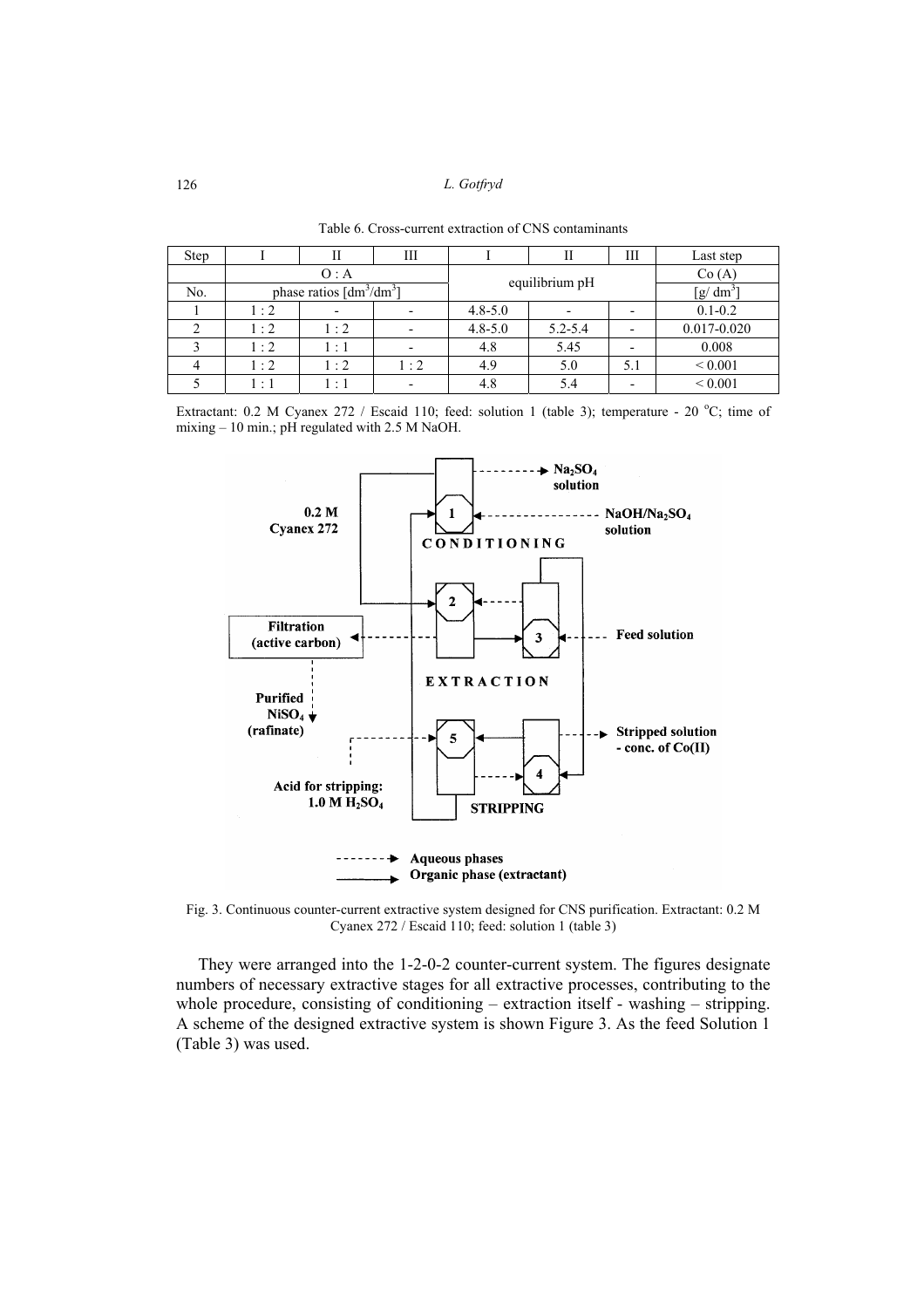Table 6. Cross-current extraction of CNS contaminants

| Step | I | II | III | I | II | III | Last step |
|---|---|---|---|---|---|---|---|
| | O : A | | | equilibrium pH | | | Co (A) |
| No. | phase ratios [$dm^3/dm^3$] | | | | | | [$g/\ dm^3$] |
| 1 | 1 : 2 | - | - | 4.8-5.0 | - | - | 0.1-0.2 |
| 2 | 1 : 2 | 1 : 2 | - | 4.8-5.0 | 5.2-5.4 | - | 0.017-0.020 |
| 3 | 1 : 2 | 1 : 1 | - | 4.8 | 5.45 | - | 0.008 |
| 4 | 1 : 2 | 1 : 2 | 1 : 2 | 4.9 | 5.0 | 5.1 | < 0.001 |
| 5 | 1 : 1 | 1 : 1 | - | 4.8 | 5.4 | - | < 0.001 |

Extractant: 0.2 M Cyanex 272 / Escaid 110; feed: solution 1 (table 3); temperature - 20 °C; time of mixing – 10 min.; pH regulated with 2.5 M NaOH.

Fig. 3. Continuous counter-current extractive system designed for CNS purification. Extractant: 0.2 M Cyanex 272 / Escaid 110; feed: solution 1 (table 3)

They were arranged into the 1-2-0-2 counter-current system. The figures designate numbers of necessary extractive stages for all extractive processes, contributing to the whole procedure, consisting of conditioning – extraction itself - washing – stripping. A scheme of the designed extractive system is shown Figure 3. As the feed Solution 1 (Table 3) was used.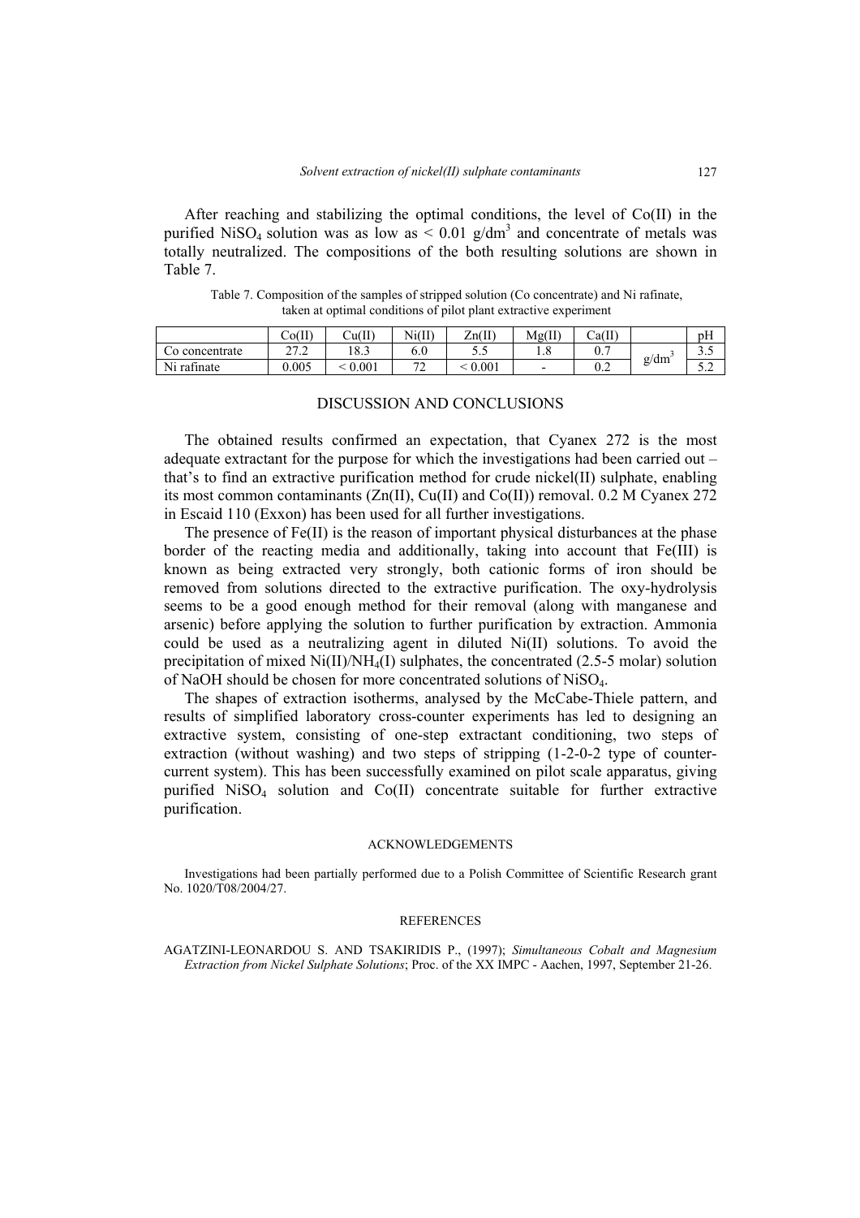After reaching and stabilizing the optimal conditions, the level of Co(II) in the purified $NiSO_4$ solution was as low as < 0.01 g/dm$^3$ and concentrate of metals was totally neutralized. The compositions of the both resulting solutions are shown in Table 7.

Table 7. Composition of the samples of stripped solution (Co concentrate) and Ni rafinate, taken at optimal conditions of pilot plant extractive experiment

| | Co(II) | Cu(II) | Ni(II) | Zn(II) | Mg(II) | Ca(II) | | pH |
|---|---|---|---|---|---|---|---|---|
| Co concentrate | 27.2 | 18.3 | 6.0 | 5.5 | 1.8 | 0.7 | g/dm$^3$ | 3.5 |
| Ni rafinate | 0.005 | < 0.001 | 72 | < 0.001 | - | 0.2 | | 5.2 |

## DISCUSSION AND CONCLUSIONS

The obtained results confirmed an expectation, that Cyanex 272 is the most adequate extractant for the purpose for which the investigations had been carried out – that's to find an extractive purification method for crude nickel(II) sulphate, enabling its most common contaminants (Zn(II), Cu(II) and Co(II)) removal. 0.2 M Cyanex 272 in Escaid 110 (Exxon) has been used for all further investigations.

The presence of Fe(II) is the reason of important physical disturbances at the phase border of the reacting media and additionally, taking into account that Fe(III) is known as being extracted very strongly, both cationic forms of iron should be removed from solutions directed to the extractive purification. The oxy-hydrolysis seems to be a good enough method for their removal (along with manganese and arsenic) before applying the solution to further purification by extraction. Ammonia could be used as a neutralizing agent in diluted Ni(II) solutions. To avoid the precipitation of mixed Ni(II)/$NH_4$(I) sulphates, the concentrated (2.5-5 molar) solution of NaOH should be chosen for more concentrated solutions of $NiSO_4$.

The shapes of extraction isotherms, analysed by the McCabe-Thiele pattern, and results of simplified laboratory cross-counter experiments has led to designing an extractive system, consisting of one-step extractant conditioning, two steps of extraction (without washing) and two steps of stripping (1-2-0-2 type of counter-current system). This has been successfully examined on pilot scale apparatus, giving purified $NiSO_4$ solution and Co(II) concentrate suitable for further extractive purification.

### ACKNOWLEDGEMENTS

Investigations had been partially performed due to a Polish Committee of Scientific Research grant No. 1020/T08/2004/27.

### REFERENCES

AGATZINI-LEONARDOU S. AND TSAKIRIDIS P., (1997); *Simultaneous Cobalt and Magnesium Extraction from Nickel Sulphate Solutions*; Proc. of the XX IMPC - Aachen, 1997, September 21-26.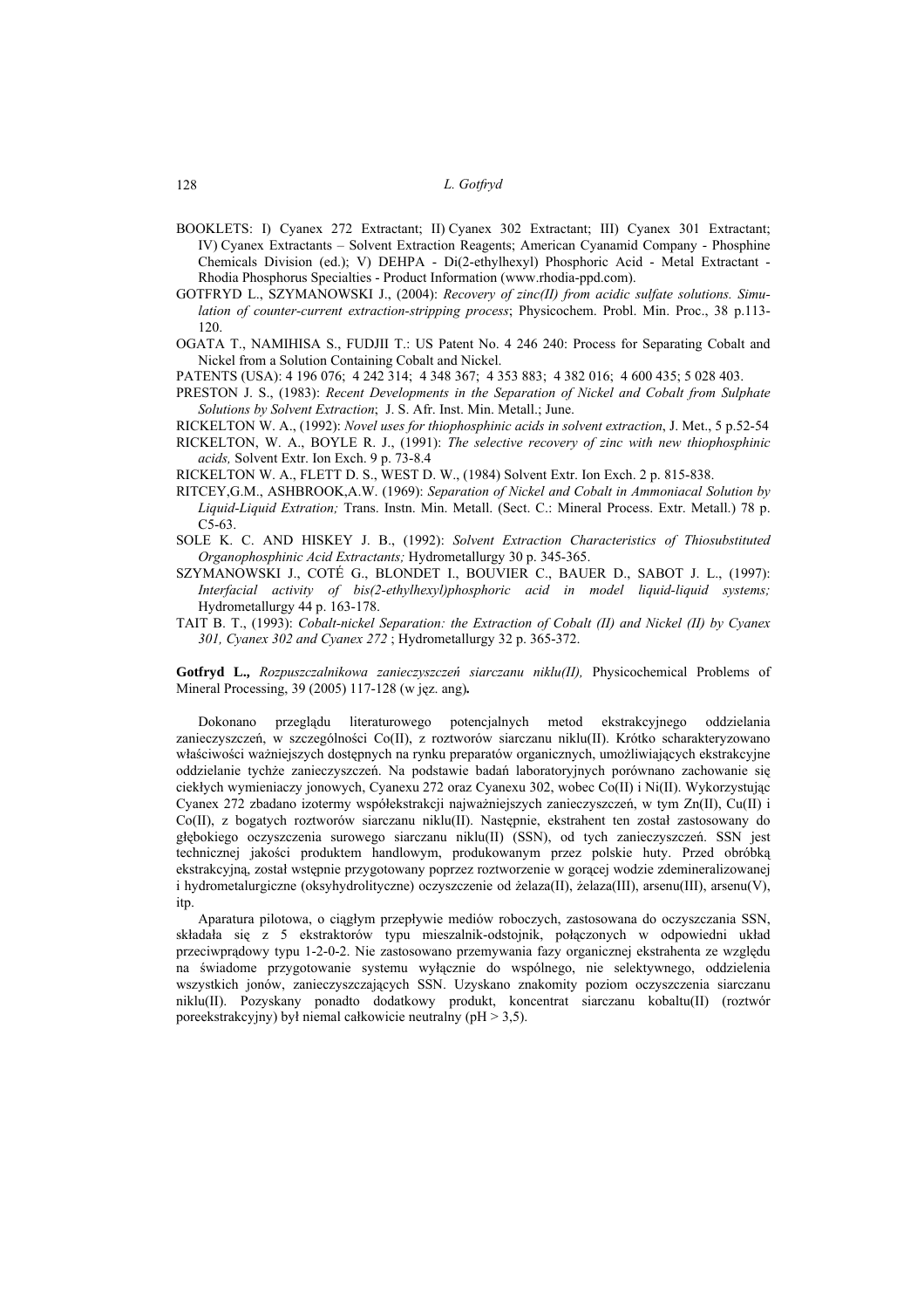BOOKLETS: I) Cyanex 272 Extractant; II) Cyanex 302 Extractant; III) Cyanex 301 Extractant; IV) Cyanex Extractants – Solvent Extraction Reagents; American Cyanamid Company - Phosphine Chemicals Division (ed.); V) DEHPA - Di(2-ethylhexyl) Phosphoric Acid - Metal Extractant - Rhodia Phosphorus Specialties - Product Information (www.rhodia-ppd.com).

GOTFRYD L., SZYMANOWSKI J., (2004): *Recovery of zinc(II) from acidic sulfate solutions. Simulation of counter-current extraction-stripping process*; Physicochem. Probl. Min. Proc., 38 p.113-120.

OGATA T., NAMIHISA S., FUDJII T.: US Patent No. 4 246 240: Process for Separating Cobalt and Nickel from a Solution Containing Cobalt and Nickel.

PATENTS (USA): 4 196 076; 4 242 314; 4 348 367; 4 353 883; 4 382 016; 4 600 435; 5 028 403.

PRESTON J. S., (1983): *Recent Developments in the Separation of Nickel and Cobalt from Sulphate Solutions by Solvent Extraction*; J. S. Afr. Inst. Min. Metall.; June.

RICKELTON W. A., (1992): *Novel uses for thiophosphinic acids in solvent extraction*, J. Met., 5 p.52-54

RICKELTON, W. A., BOYLE R. J., (1991): *The selective recovery of zinc with new thiophosphinic acids,* Solvent Extr. Ion Exch. 9 p. 73-8.4

RICKELTON W. A., FLETT D. S., WEST D. W., (1984) Solvent Extr. Ion Exch. 2 p. 815-838.

RITCEY,G.M., ASHBROOK,A.W. (1969): *Separation of Nickel and Cobalt in Ammoniacal Solution by Liquid-Liquid Extration;* Trans. Instn. Min. Metall. (Sect. C.: Mineral Process. Extr. Metall.) 78 p. C5-63.

SOLE K. C. AND HISKEY J. B., (1992): *Solvent Extraction Characteristics of Thiosubstituted Organophosphinic Acid Extractants;* Hydrometallurgy 30 p. 345-365.

SZYMANOWSKI J., COTÉ G., BLONDET I., BOUVIER C., BAUER D., SABOT J. L., (1997): *Interfacial activity of bis(2-ethylhexyl)phosphoric acid in model liquid-liquid systems;* Hydrometallurgy 44 p. 163-178.

TAIT B. T., (1993): *Cobalt-nickel Separation: the Extraction of Cobalt (II) and Nickel (II) by Cyanex 301, Cyanex 302 and Cyanex 272* ; Hydrometallurgy 32 p. 365-372.

**Gotfryd L.,** *Rozpuszczalnikowa zanieczyszczeń siarczanu niklu(II),* Physicochemical Problems of Mineral Processing, 39 (2005) 117-128 (w jęz. ang)**.**

Dokonano przeglądu literaturowego potencjalnych metod ekstrakcyjnego oddzielania zanieczyszczeń, w szczególności Co(II), z roztworów siarczanu niklu(II). Krótko scharakteryzowano właściwości ważniejszych dostępnych na rynku preparatów organicznych, umożliwiających ekstrakcyjne oddzielanie tychże zanieczyszczeń. Na podstawie badań laboratoryjnych porównano zachowanie się ciekłych wymieniaczy jonowych, Cyanexu 272 oraz Cyanexu 302, wobec Co(II) i Ni(II). Wykorzystując Cyanex 272 zbadano izotermy współekstrakcji najważniejszych zanieczyszczeń, w tym Zn(II), Cu(II) i Co(II), z bogatych roztworów siarczanu niklu(II). Następnie, ekstrahent ten został zastosowany do głębokiego oczyszczenia surowego siarczanu niklu(II) (SSN), od tych zanieczyszczeń. SSN jest technicznej jakości produktem handlowym, produkowanym przez polskie huty. Przed obróbką ekstrakcyjną, został wstępnie przygotowany poprzez roztworzenie w gorącej wodzie zdemineralizowanej i hydrometalurgiczne (oksyhydrolityczne) oczyszczenie od żelaza(II), żelaza(III), arsenu(III), arsenu(V), itp.

Aparatura pilotowa, o ciągłym przepływie mediów roboczych, zastosowana do oczyszczania SSN, składała się z 5 ekstraktorów typu mieszalnik-odstojnik, połączonych w odpowiedni układ przeciwprądowy typu 1-2-0-2. Nie zastosowano przemywania fazy organicznej ekstrahenta ze względu na świadome przygotowanie systemu wyłącznie do wspólnego, nie selektywnego, oddzielenia wszystkich jonów, zanieczyszczających SSN. Uzyskano znakomity poziom oczyszczenia siarczanu niklu(II). Pozyskany ponadto dodatkowy produkt, koncentrat siarczanu kobaltu(II) (roztwór poreekstrakcyjny) był niemal całkowicie neutralny (pH > 3,5).